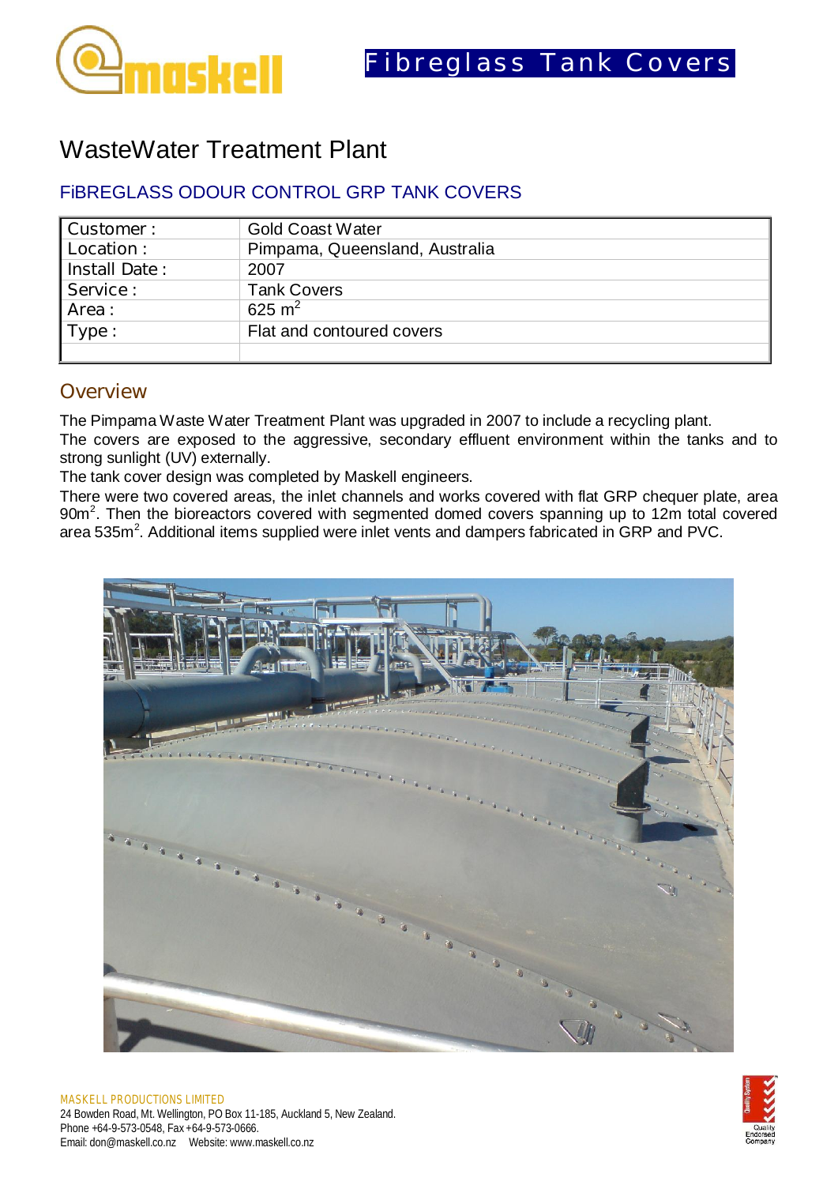Fibreglass Tank Covers

# WasteWater Treatment Plant

## FiBREGLASS ODOUR CONTROL GRP TANK COVERS

| Customer : | Gold Coast Water |
|---|---|
| Location : | Pimpama, Queensland, Australia |
| Install Date : | 2007 |
| Service : | Tank Covers |
| Area : | 625 $m^2$ |
| Type : | Flat and contoured covers |
| | |

## Overview

The Pimpama Waste Water Treatment Plant was upgraded in 2007 to include a recycling plant.

The covers are exposed to the aggressive, secondary effluent environment within the tanks and to strong sunlight (UV) externally.

The tank cover design was completed by Maskell engineers.

There were two covered areas, the inlet channels and works covered with flat GRP chequer plate, area 90$m^2$. Then the bioreactors covered with segmented domed covers spanning up to 12m total covered area 535$m^2$. Additional items supplied were inlet vents and dampers fabricated in GRP and PVC.

MASKELL PRODUCTIONS LIMITED
24 Bowden Road, Mt. Wellington, PO Box 11-185, Auckland 5, New Zealand.
Phone +64-9-573-0548, Fax +64-9-573-0666.
Email: don@maskell.co.nz Website: www.maskell.co.nz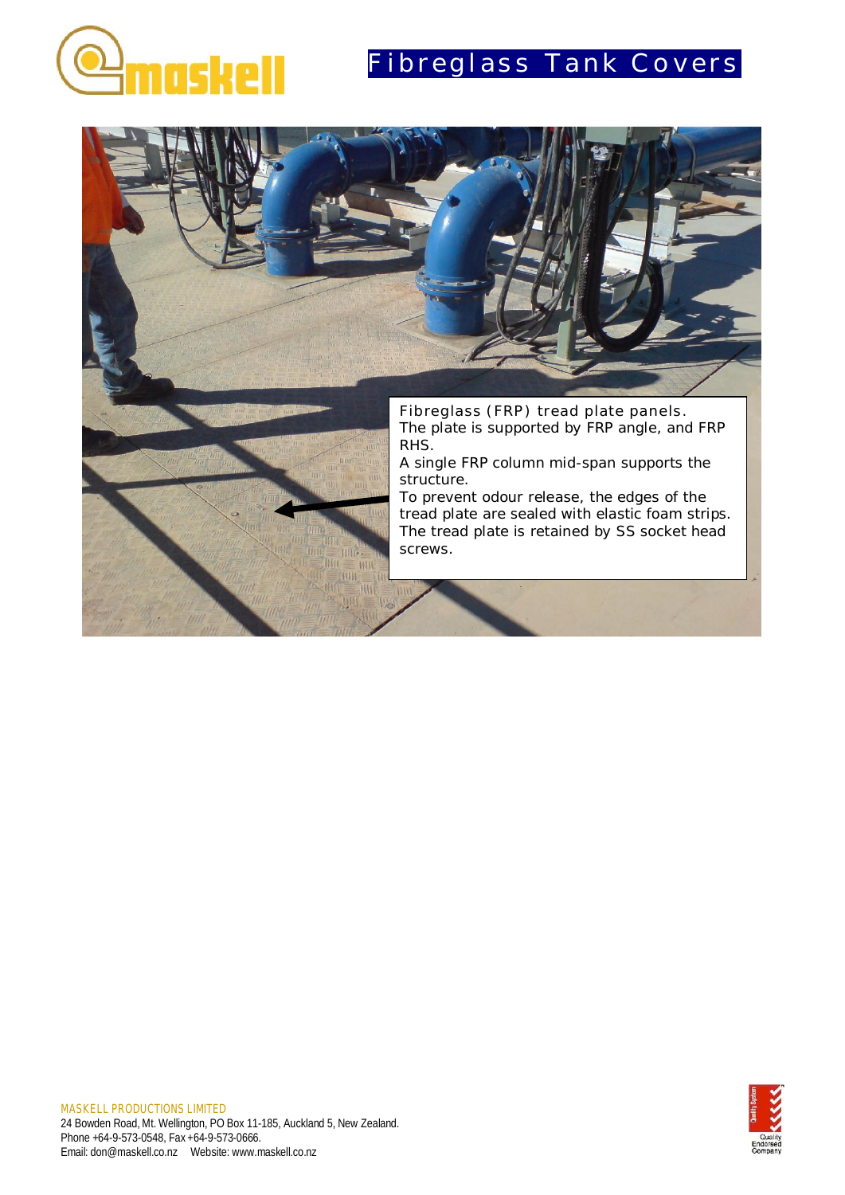# Fibreglass Tank Covers

Fibreglass (FRP) tread plate panels.
The plate is supported by FRP angle, and FRP RHS.
A single FRP column mid-span supports the structure.
To prevent odour release, the edges of the tread plate are sealed with elastic foam strips.
The tread plate is retained by SS socket head screws.

MASKELL PRODUCTIONS LIMITED
24 Bowden Road, Mt. Wellington, PO Box 11-185, Auckland 5, New Zealand.
Phone +64-9-573-0548, Fax +64-9-573-0666.
Email: don@maskell.co.nz Website: www.maskell.co.nz